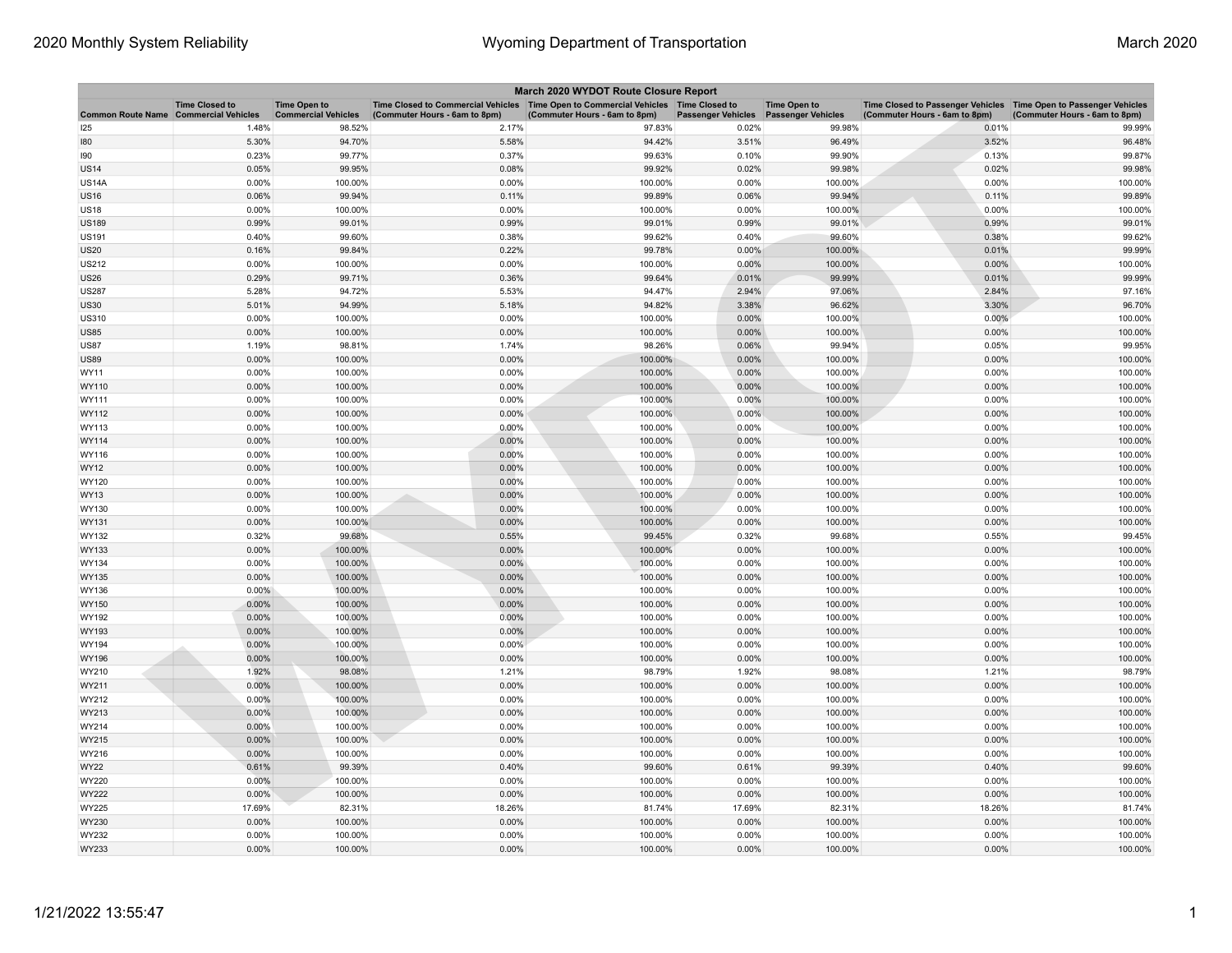| March 2020 WYDOT Route Closure Report | | | | | | | | |
|---|---|---|---|---|---|---|---|---|
| Common Route Name | Time Closed to Commercial Vehicles | Time Open to Commercial Vehicles | Time Closed to Commercial Vehicles (Commuter Hours - 6am to 8pm) | Time Open to Commercial Vehicles (Commuter Hours - 6am to 8pm) | Time Closed to Passenger Vehicles | Time Open to Passenger Vehicles | Time Closed to Passenger Vehicles (Commuter Hours - 6am to 8pm) | Time Open to Passenger Vehicles (Commuter Hours - 6am to 8pm) |
| I25 | 1.48% | 98.52% | 2.17% | 97.83% | 0.02% | 99.98% | 0.01% | 99.99% |
| I80 | 5.30% | 94.70% | 5.58% | 94.42% | 3.51% | 96.49% | 3.52% | 96.48% |
| I90 | 0.23% | 99.77% | 0.37% | 99.63% | 0.10% | 99.90% | 0.13% | 99.87% |
| US14 | 0.05% | 99.95% | 0.08% | 99.92% | 0.02% | 99.98% | 0.02% | 99.98% |
| US14A | 0.00% | 100.00% | 0.00% | 100.00% | 0.00% | 100.00% | 0.00% | 100.00% |
| US16 | 0.06% | 99.94% | 0.11% | 99.89% | 0.06% | 99.94% | 0.11% | 99.89% |
| US18 | 0.00% | 100.00% | 0.00% | 100.00% | 0.00% | 100.00% | 0.00% | 100.00% |
| US189 | 0.99% | 99.01% | 0.99% | 99.01% | 0.99% | 99.01% | 0.99% | 99.01% |
| US191 | 0.40% | 99.60% | 0.38% | 99.62% | 0.40% | 99.60% | 0.38% | 99.62% |
| US20 | 0.16% | 99.84% | 0.22% | 99.78% | 0.00% | 100.00% | 0.01% | 99.99% |
| US212 | 0.00% | 100.00% | 0.00% | 100.00% | 0.00% | 100.00% | 0.00% | 100.00% |
| US26 | 0.29% | 99.71% | 0.36% | 99.64% | 0.01% | 99.99% | 0.01% | 99.99% |
| US287 | 5.28% | 94.72% | 5.53% | 94.47% | 2.94% | 97.06% | 2.84% | 97.16% |
| US30 | 5.01% | 94.99% | 5.18% | 94.82% | 3.38% | 96.62% | 3.30% | 96.70% |
| US310 | 0.00% | 100.00% | 0.00% | 100.00% | 0.00% | 100.00% | 0.00% | 100.00% |
| US85 | 0.00% | 100.00% | 0.00% | 100.00% | 0.00% | 100.00% | 0.00% | 100.00% |
| US87 | 1.19% | 98.81% | 1.74% | 98.26% | 0.06% | 99.94% | 0.05% | 99.95% |
| US89 | 0.00% | 100.00% | 0.00% | 100.00% | 0.00% | 100.00% | 0.00% | 100.00% |
| WY11 | 0.00% | 100.00% | 0.00% | 100.00% | 0.00% | 100.00% | 0.00% | 100.00% |
| WY110 | 0.00% | 100.00% | 0.00% | 100.00% | 0.00% | 100.00% | 0.00% | 100.00% |
| WY111 | 0.00% | 100.00% | 0.00% | 100.00% | 0.00% | 100.00% | 0.00% | 100.00% |
| WY112 | 0.00% | 100.00% | 0.00% | 100.00% | 0.00% | 100.00% | 0.00% | 100.00% |
| WY113 | 0.00% | 100.00% | 0.00% | 100.00% | 0.00% | 100.00% | 0.00% | 100.00% |
| WY114 | 0.00% | 100.00% | 0.00% | 100.00% | 0.00% | 100.00% | 0.00% | 100.00% |
| WY116 | 0.00% | 100.00% | 0.00% | 100.00% | 0.00% | 100.00% | 0.00% | 100.00% |
| WY12 | 0.00% | 100.00% | 0.00% | 100.00% | 0.00% | 100.00% | 0.00% | 100.00% |
| WY120 | 0.00% | 100.00% | 0.00% | 100.00% | 0.00% | 100.00% | 0.00% | 100.00% |
| WY13 | 0.00% | 100.00% | 0.00% | 100.00% | 0.00% | 100.00% | 0.00% | 100.00% |
| WY130 | 0.00% | 100.00% | 0.00% | 100.00% | 0.00% | 100.00% | 0.00% | 100.00% |
| WY131 | 0.00% | 100.00% | 0.00% | 100.00% | 0.00% | 100.00% | 0.00% | 100.00% |
| WY132 | 0.32% | 99.68% | 0.55% | 99.45% | 0.32% | 99.68% | 0.55% | 99.45% |
| WY133 | 0.00% | 100.00% | 0.00% | 100.00% | 0.00% | 100.00% | 0.00% | 100.00% |
| WY134 | 0.00% | 100.00% | 0.00% | 100.00% | 0.00% | 100.00% | 0.00% | 100.00% |
| WY135 | 0.00% | 100.00% | 0.00% | 100.00% | 0.00% | 100.00% | 0.00% | 100.00% |
| WY136 | 0.00% | 100.00% | 0.00% | 100.00% | 0.00% | 100.00% | 0.00% | 100.00% |
| WY150 | 0.00% | 100.00% | 0.00% | 100.00% | 0.00% | 100.00% | 0.00% | 100.00% |
| WY192 | 0.00% | 100.00% | 0.00% | 100.00% | 0.00% | 100.00% | 0.00% | 100.00% |
| WY193 | 0.00% | 100.00% | 0.00% | 100.00% | 0.00% | 100.00% | 0.00% | 100.00% |
| WY194 | 0.00% | 100.00% | 0.00% | 100.00% | 0.00% | 100.00% | 0.00% | 100.00% |
| WY196 | 0.00% | 100.00% | 0.00% | 100.00% | 0.00% | 100.00% | 0.00% | 100.00% |
| WY210 | 1.92% | 98.08% | 1.21% | 98.79% | 1.92% | 98.08% | 1.21% | 98.79% |
| WY211 | 0.00% | 100.00% | 0.00% | 100.00% | 0.00% | 100.00% | 0.00% | 100.00% |
| WY212 | 0.00% | 100.00% | 0.00% | 100.00% | 0.00% | 100.00% | 0.00% | 100.00% |
| WY213 | 0.00% | 100.00% | 0.00% | 100.00% | 0.00% | 100.00% | 0.00% | 100.00% |
| WY214 | 0.00% | 100.00% | 0.00% | 100.00% | 0.00% | 100.00% | 0.00% | 100.00% |
| WY215 | 0.00% | 100.00% | 0.00% | 100.00% | 0.00% | 100.00% | 0.00% | 100.00% |
| WY216 | 0.00% | 100.00% | 0.00% | 100.00% | 0.00% | 100.00% | 0.00% | 100.00% |
| WY22 | 0.61% | 99.39% | 0.40% | 99.60% | 0.61% | 99.39% | 0.40% | 99.60% |
| WY220 | 0.00% | 100.00% | 0.00% | 100.00% | 0.00% | 100.00% | 0.00% | 100.00% |
| WY222 | 0.00% | 100.00% | 0.00% | 100.00% | 0.00% | 100.00% | 0.00% | 100.00% |
| WY225 | 17.69% | 82.31% | 18.26% | 81.74% | 17.69% | 82.31% | 18.26% | 81.74% |
| WY230 | 0.00% | 100.00% | 0.00% | 100.00% | 0.00% | 100.00% | 0.00% | 100.00% |
| WY232 | 0.00% | 100.00% | 0.00% | 100.00% | 0.00% | 100.00% | 0.00% | 100.00% |
| WY233 | 0.00% | 100.00% | 0.00% | 100.00% | 0.00% | 100.00% | 0.00% | 100.00% |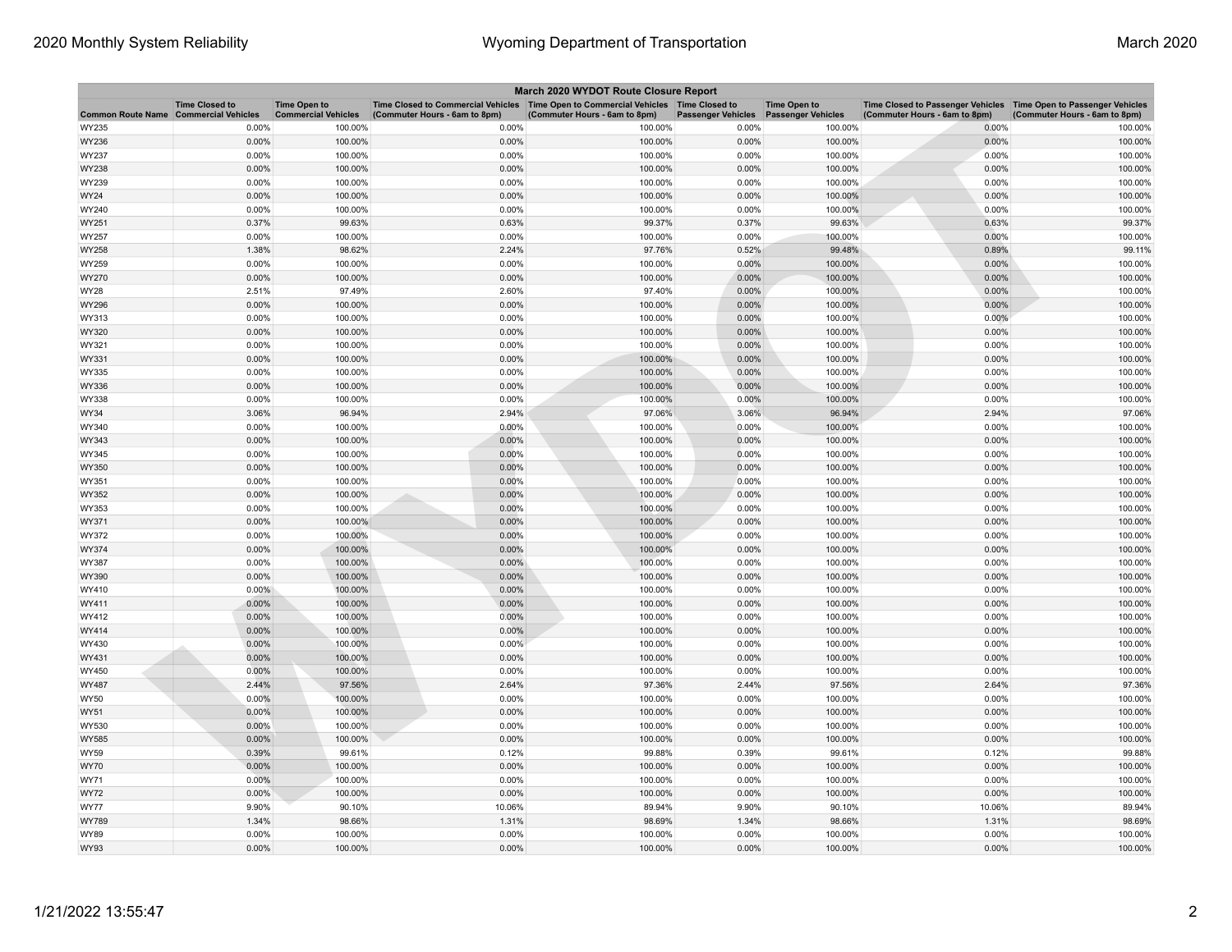| March 2020 WYDOT Route Closure Report | | | | | | | | |
|---|---|---|---|---|---|---|---|---|
| Common Route Name | Time Closed to Commercial Vehicles | Time Open to Commercial Vehicles | Time Closed to Commercial Vehicles (Commuter Hours - 6am to 8pm) | Time Open to Commercial Vehicles (Commuter Hours - 6am to 8pm) | Time Closed to Passenger Vehicles | Time Open to Passenger Vehicles | Time Closed to Passenger Vehicles (Commuter Hours - 6am to 8pm) | Time Open to Passenger Vehicles (Commuter Hours - 6am to 8pm) |
| WY235 | 0.00% | 100.00% | 0.00% | 100.00% | 0.00% | 100.00% | 0.00% | 100.00% |
| WY236 | 0.00% | 100.00% | 0.00% | 100.00% | 0.00% | 100.00% | 0.00% | 100.00% |
| WY237 | 0.00% | 100.00% | 0.00% | 100.00% | 0.00% | 100.00% | 0.00% | 100.00% |
| WY238 | 0.00% | 100.00% | 0.00% | 100.00% | 0.00% | 100.00% | 0.00% | 100.00% |
| WY239 | 0.00% | 100.00% | 0.00% | 100.00% | 0.00% | 100.00% | 0.00% | 100.00% |
| WY24 | 0.00% | 100.00% | 0.00% | 100.00% | 0.00% | 100.00% | 0.00% | 100.00% |
| WY240 | 0.00% | 100.00% | 0.00% | 100.00% | 0.00% | 100.00% | 0.00% | 100.00% |
| WY251 | 0.37% | 99.63% | 0.63% | 99.37% | 0.37% | 99.63% | 0.63% | 99.37% |
| WY257 | 0.00% | 100.00% | 0.00% | 100.00% | 0.00% | 100.00% | 0.00% | 100.00% |
| WY258 | 1.38% | 98.62% | 2.24% | 97.76% | 0.52% | 99.48% | 0.89% | 99.11% |
| WY259 | 0.00% | 100.00% | 0.00% | 100.00% | 0.00% | 100.00% | 0.00% | 100.00% |
| WY270 | 0.00% | 100.00% | 0.00% | 100.00% | 0.00% | 100.00% | 0.00% | 100.00% |
| WY28 | 2.51% | 97.49% | 2.60% | 97.40% | 0.00% | 100.00% | 0.00% | 100.00% |
| WY296 | 0.00% | 100.00% | 0.00% | 100.00% | 0.00% | 100.00% | 0.00% | 100.00% |
| WY313 | 0.00% | 100.00% | 0.00% | 100.00% | 0.00% | 100.00% | 0.00% | 100.00% |
| WY320 | 0.00% | 100.00% | 0.00% | 100.00% | 0.00% | 100.00% | 0.00% | 100.00% |
| WY321 | 0.00% | 100.00% | 0.00% | 100.00% | 0.00% | 100.00% | 0.00% | 100.00% |
| WY331 | 0.00% | 100.00% | 0.00% | 100.00% | 0.00% | 100.00% | 0.00% | 100.00% |
| WY335 | 0.00% | 100.00% | 0.00% | 100.00% | 0.00% | 100.00% | 0.00% | 100.00% |
| WY336 | 0.00% | 100.00% | 0.00% | 100.00% | 0.00% | 100.00% | 0.00% | 100.00% |
| WY338 | 0.00% | 100.00% | 0.00% | 100.00% | 0.00% | 100.00% | 0.00% | 100.00% |
| WY34 | 3.06% | 96.94% | 2.94% | 97.06% | 3.06% | 96.94% | 2.94% | 97.06% |
| WY340 | 0.00% | 100.00% | 0.00% | 100.00% | 0.00% | 100.00% | 0.00% | 100.00% |
| WY343 | 0.00% | 100.00% | 0.00% | 100.00% | 0.00% | 100.00% | 0.00% | 100.00% |
| WY345 | 0.00% | 100.00% | 0.00% | 100.00% | 0.00% | 100.00% | 0.00% | 100.00% |
| WY350 | 0.00% | 100.00% | 0.00% | 100.00% | 0.00% | 100.00% | 0.00% | 100.00% |
| WY351 | 0.00% | 100.00% | 0.00% | 100.00% | 0.00% | 100.00% | 0.00% | 100.00% |
| WY352 | 0.00% | 100.00% | 0.00% | 100.00% | 0.00% | 100.00% | 0.00% | 100.00% |
| WY353 | 0.00% | 100.00% | 0.00% | 100.00% | 0.00% | 100.00% | 0.00% | 100.00% |
| WY371 | 0.00% | 100.00% | 0.00% | 100.00% | 0.00% | 100.00% | 0.00% | 100.00% |
| WY372 | 0.00% | 100.00% | 0.00% | 100.00% | 0.00% | 100.00% | 0.00% | 100.00% |
| WY374 | 0.00% | 100.00% | 0.00% | 100.00% | 0.00% | 100.00% | 0.00% | 100.00% |
| WY387 | 0.00% | 100.00% | 0.00% | 100.00% | 0.00% | 100.00% | 0.00% | 100.00% |
| WY390 | 0.00% | 100.00% | 0.00% | 100.00% | 0.00% | 100.00% | 0.00% | 100.00% |
| WY410 | 0.00% | 100.00% | 0.00% | 100.00% | 0.00% | 100.00% | 0.00% | 100.00% |
| WY411 | 0.00% | 100.00% | 0.00% | 100.00% | 0.00% | 100.00% | 0.00% | 100.00% |
| WY412 | 0.00% | 100.00% | 0.00% | 100.00% | 0.00% | 100.00% | 0.00% | 100.00% |
| WY414 | 0.00% | 100.00% | 0.00% | 100.00% | 0.00% | 100.00% | 0.00% | 100.00% |
| WY430 | 0.00% | 100.00% | 0.00% | 100.00% | 0.00% | 100.00% | 0.00% | 100.00% |
| WY431 | 0.00% | 100.00% | 0.00% | 100.00% | 0.00% | 100.00% | 0.00% | 100.00% |
| WY450 | 0.00% | 100.00% | 0.00% | 100.00% | 0.00% | 100.00% | 0.00% | 100.00% |
| WY487 | 2.44% | 97.56% | 2.64% | 97.36% | 2.44% | 97.56% | 2.64% | 97.36% |
| WY50 | 0.00% | 100.00% | 0.00% | 100.00% | 0.00% | 100.00% | 0.00% | 100.00% |
| WY51 | 0.00% | 100.00% | 0.00% | 100.00% | 0.00% | 100.00% | 0.00% | 100.00% |
| WY530 | 0.00% | 100.00% | 0.00% | 100.00% | 0.00% | 100.00% | 0.00% | 100.00% |
| WY585 | 0.00% | 100.00% | 0.00% | 100.00% | 0.00% | 100.00% | 0.00% | 100.00% |
| WY59 | 0.39% | 99.61% | 0.12% | 99.88% | 0.39% | 99.61% | 0.12% | 99.88% |
| WY70 | 0.00% | 100.00% | 0.00% | 100.00% | 0.00% | 100.00% | 0.00% | 100.00% |
| WY71 | 0.00% | 100.00% | 0.00% | 100.00% | 0.00% | 100.00% | 0.00% | 100.00% |
| WY72 | 0.00% | 100.00% | 0.00% | 100.00% | 0.00% | 100.00% | 0.00% | 100.00% |
| WY77 | 9.90% | 90.10% | 10.06% | 89.94% | 9.90% | 90.10% | 10.06% | 89.94% |
| WY789 | 1.34% | 98.66% | 1.31% | 98.69% | 1.34% | 98.66% | 1.31% | 98.69% |
| WY89 | 0.00% | 100.00% | 0.00% | 100.00% | 0.00% | 100.00% | 0.00% | 100.00% |
| WY93 | 0.00% | 100.00% | 0.00% | 100.00% | 0.00% | 100.00% | 0.00% | 100.00% |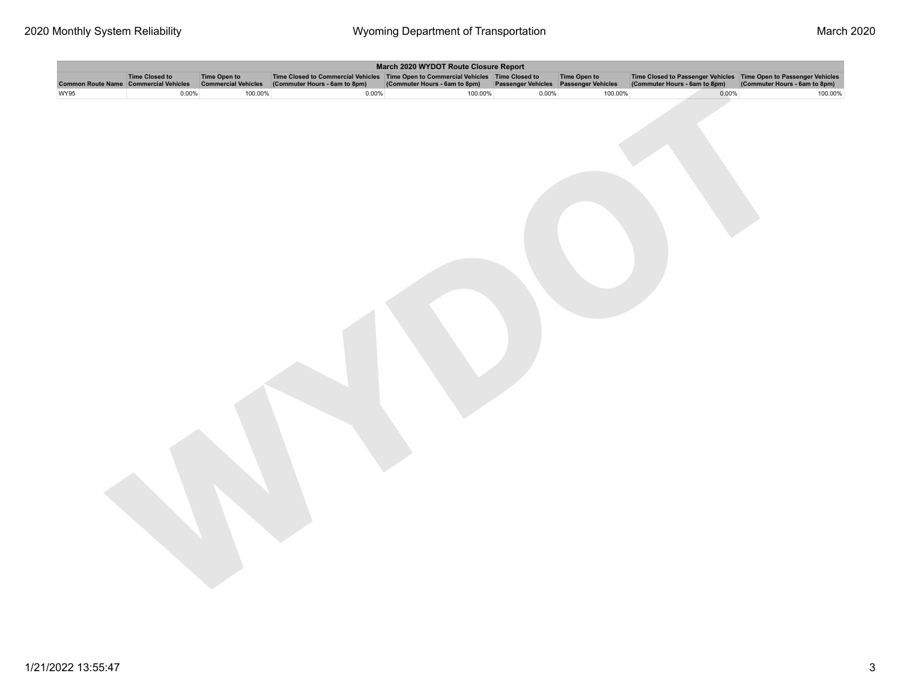| March 2020 WYDOT Route Closure Report | | | | | | | | |
|---|---|---|---|---|---|---|---|---|
| Common Route Name | Time Closed to Commercial Vehicles | Time Open to Commercial Vehicles | Time Closed to Commercial Vehicles (Commuter Hours - 6am to 8pm) | Time Open to Commercial Vehicles (Commuter Hours - 6am to 8pm) | Time Closed to Passenger Vehicles | Time Open to Passenger Vehicles | Time Closed to Passenger Vehicles (Commuter Hours - 6am to 8pm) | Time Open to Passenger Vehicles (Commuter Hours - 6am to 8pm) |
| WY95 | 0.00% | 100.00% | 0.00% | 100.00% | 0.00% | 100.00% | 0.00% | 100.00% |